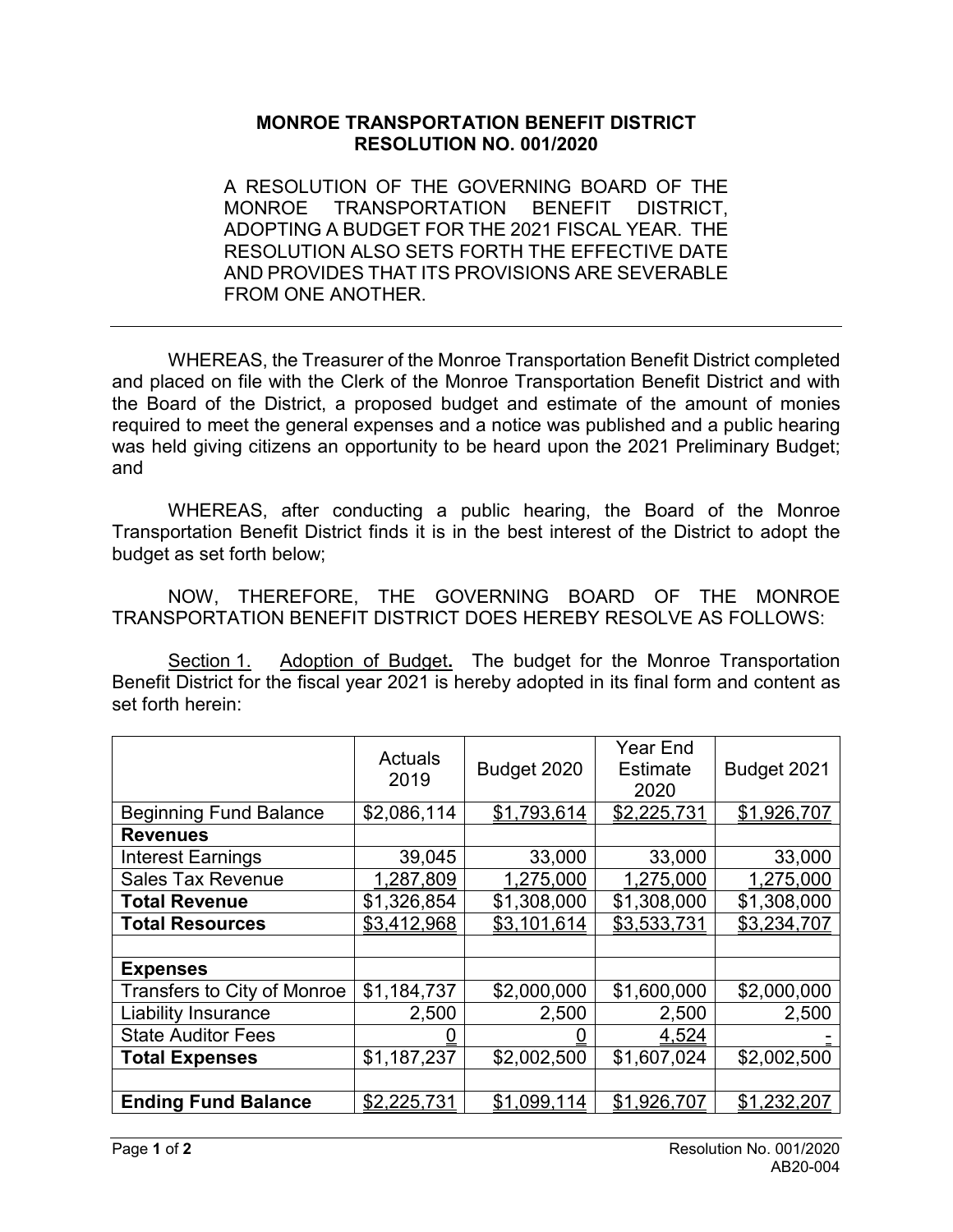**MONROE TRANSPORTATION BENEFIT DISTRICT**
**RESOLUTION NO. 001/2020**

A RESOLUTION OF THE GOVERNING BOARD OF THE MONROE TRANSPORTATION BENEFIT DISTRICT, ADOPTING A BUDGET FOR THE 2021 FISCAL YEAR. THE RESOLUTION ALSO SETS FORTH THE EFFECTIVE DATE AND PROVIDES THAT ITS PROVISIONS ARE SEVERABLE FROM ONE ANOTHER.

---

WHEREAS, the Treasurer of the Monroe Transportation Benefit District completed and placed on file with the Clerk of the Monroe Transportation Benefit District and with the Board of the District, a proposed budget and estimate of the amount of monies required to meet the general expenses and a notice was published and a public hearing was held giving citizens an opportunity to be heard upon the 2021 Preliminary Budget; and

WHEREAS, after conducting a public hearing, the Board of the Monroe Transportation Benefit District finds it is in the best interest of the District to adopt the budget as set forth below;

NOW, THEREFORE, THE GOVERNING BOARD OF THE MONROE TRANSPORTATION BENEFIT DISTRICT DOES HEREBY RESOLVE AS FOLLOWS:

Section 1. Adoption of Budget**.** The budget for the Monroe Transportation Benefit District for the fiscal year 2021 is hereby adopted in its final form and content as set forth herein:

| | Actuals 2019 | Budget 2020 | Year End Estimate 2020 | Budget 2021 |
|---|---|---|---|---|
| Beginning Fund Balance | $2,086,114 | $1,793,614 | $2,225,731 | $1,926,707 |
| **Revenues** | | | | |
| Interest Earnings | 39,045 | 33,000 | 33,000 | 33,000 |
| Sales Tax Revenue | 1,287,809 | 1,275,000 | 1,275,000 | 1,275,000 |
| **Total Revenue** | $1,326,854 | $1,308,000 | $1,308,000 | $1,308,000 |
| **Total Resources** | $3,412,968 | $3,101,614 | $3,533,731 | $3,234,707 |
| | | | | |
| **Expenses** | | | | |
| Transfers to City of Monroe | $1,184,737 | $2,000,000 | $1,600,000 | $2,000,000 |
| Liability Insurance | 2,500 | 2,500 | 2,500 | 2,500 |
| State Auditor Fees | 0 | 0 | 4,524 | - |
| **Total Expenses** | $1,187,237 | $2,002,500 | $1,607,024 | $2,002,500 |
| | | | | |
| **Ending Fund Balance** | $2,225,731 | $1,099,114 | $1,926,707 | $1,232,207 |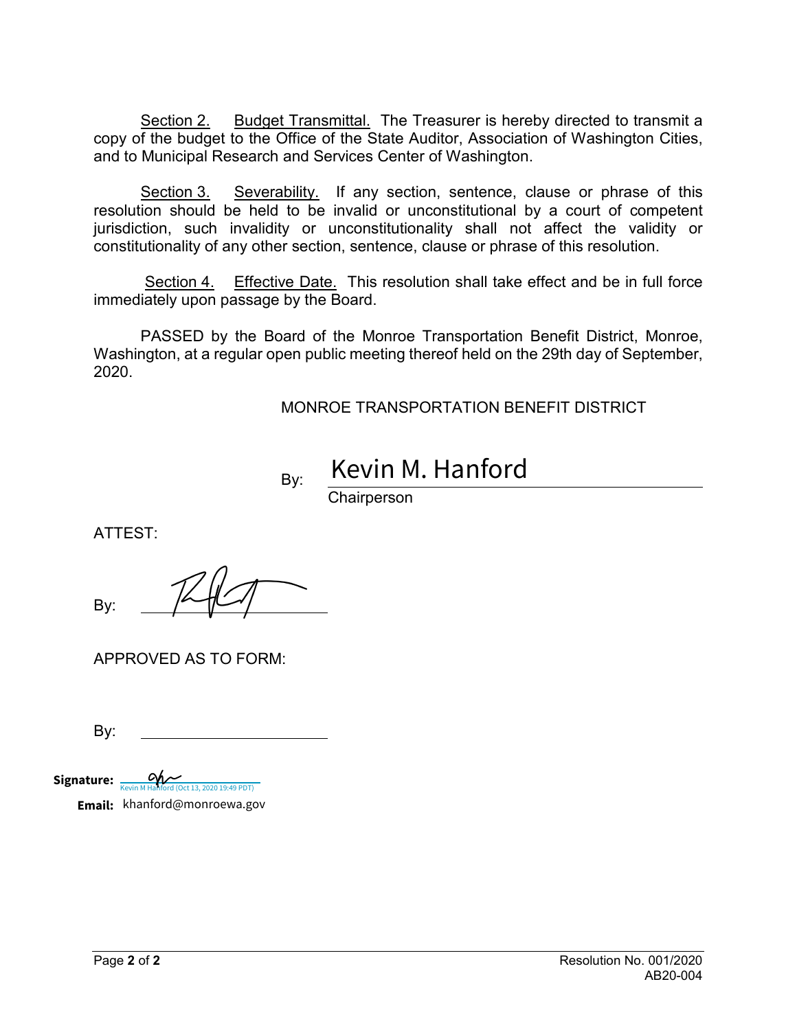<u>Section 2.</u> <u>Budget Transmittal.</u> The Treasurer is hereby directed to transmit a copy of the budget to the Office of the State Auditor, Association of Washington Cities, and to Municipal Research and Services Center of Washington.

<u>Section 3.</u> <u>Severability.</u> If any section, sentence, clause or phrase of this resolution should be held to be invalid or unconstitutional by a court of competent jurisdiction, such invalidity or unconstitutionality shall not affect the validity or constitutionality of any other section, sentence, clause or phrase of this resolution.

<u>Section 4.</u> <u>Effective Date.</u> This resolution shall take effect and be in full force immediately upon passage by the Board.

PASSED by the Board of the Monroe Transportation Benefit District, Monroe, Washington, at a regular open public meeting thereof held on the 29th day of September, 2020.

MONROE TRANSPORTATION BENEFIT DISTRICT

By: Kevin M. Hanford
Chairperson

ATTEST:

By: ____________________

APPROVED AS TO FORM:

By: ____________________

**Signature:** Kevin M Hanford (Oct 13, 2020 19:49 PDT)

**Email:** khanford@monroewa.gov

Resolution No. 001/2020
AB20-004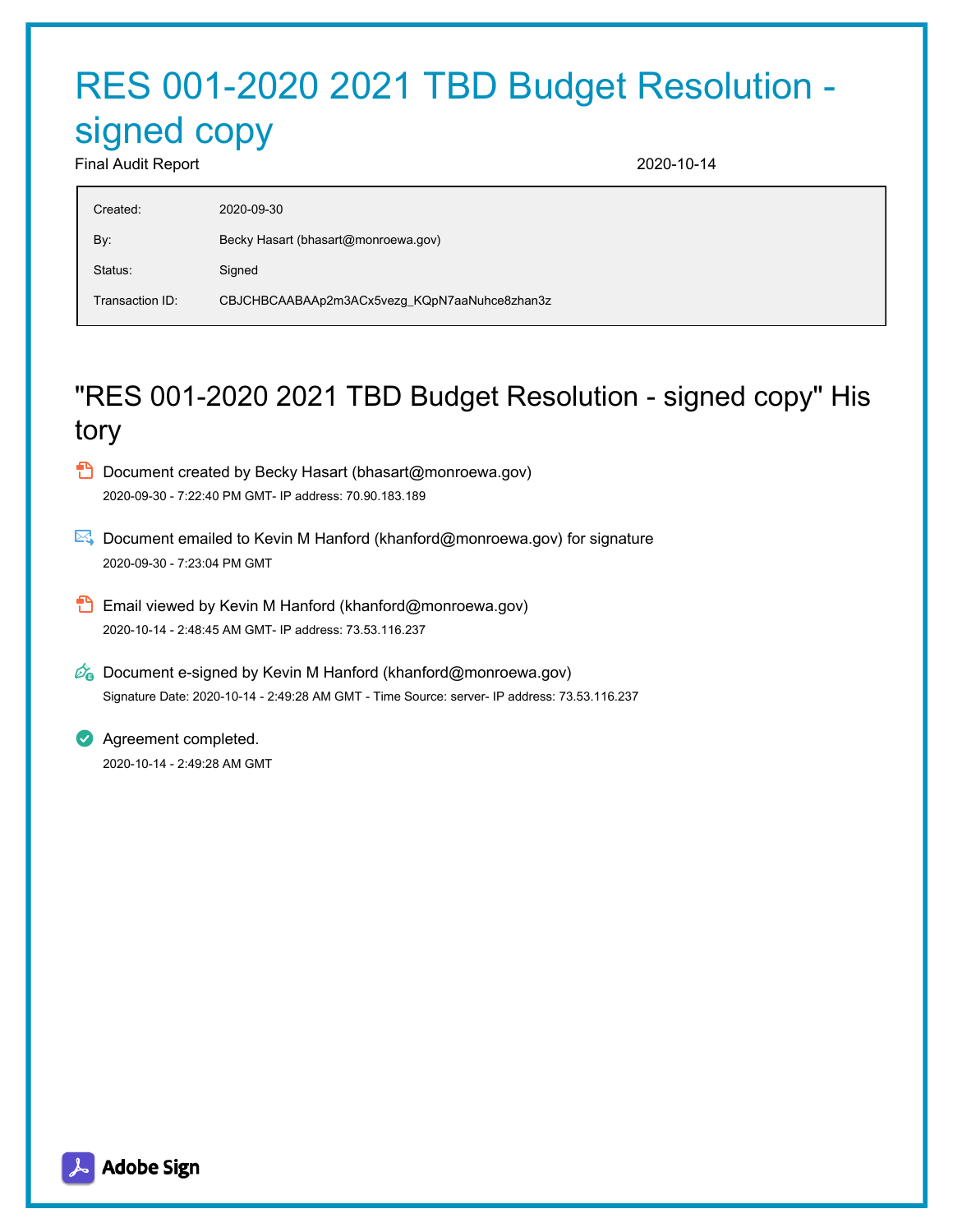# RES 001-2020 2021 TBD Budget Resolution - signed copy

Final Audit Report 2020-10-14

| | |
|---|---|
| Created: | 2020-09-30 |
| By: | Becky Hasart (bhasart@monroewa.gov) |
| Status: | Signed |
| Transaction ID: | CBJCHBCAABAAp2m3ACx5vezg_KQpN7aaNuhce8zhan3z |

## "RES 001-2020 2021 TBD Budget Resolution - signed copy" History

- Document created by Becky Hasart (bhasart@monroewa.gov)
  2020-09-30 - 7:22:40 PM GMT- IP address: 70.90.183.189

- Document emailed to Kevin M Hanford (khanford@monroewa.gov) for signature
  2020-09-30 - 7:23:04 PM GMT

- Email viewed by Kevin M Hanford (khanford@monroewa.gov)
  2020-10-14 - 2:48:45 AM GMT- IP address: 73.53.116.237

- Document e-signed by Kevin M Hanford (khanford@monroewa.gov)
  Signature Date: 2020-10-14 - 2:49:28 AM GMT - Time Source: server- IP address: 73.53.116.237

- Agreement completed.
  2020-10-14 - 2:49:28 AM GMT

Adobe Sign